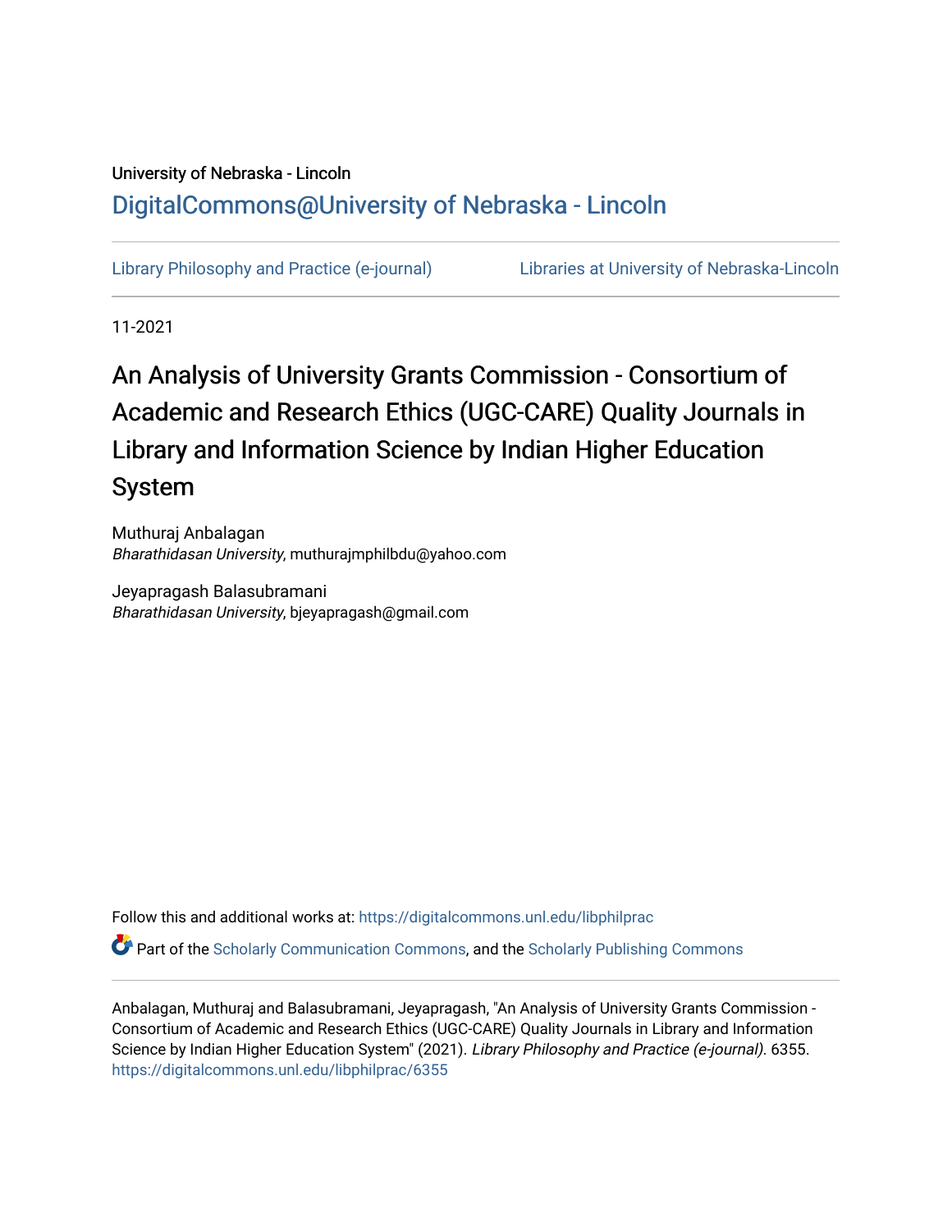University of Nebraska - Lincoln

DigitalCommons@University of Nebraska - Lincoln

Library Philosophy and Practice (e-journal) | Libraries at University of Nebraska-Lincoln

11-2021

# An Analysis of University Grants Commission - Consortium of Academic and Research Ethics (UGC-CARE) Quality Journals in Library and Information Science by Indian Higher Education System

Muthuraj Anbalagan
*Bharathidasan University*, muthurajmphilbdu@yahoo.com

Jeyapragash Balasubramani
*Bharathidasan University*, bjeyapragash@gmail.com

Follow this and additional works at: https://digitalcommons.unl.edu/libphilprac

Part of the Scholarly Communication Commons, and the Scholarly Publishing Commons

Anbalagan, Muthuraj and Balasubramani, Jeyapragash, "An Analysis of University Grants Commission - Consortium of Academic and Research Ethics (UGC-CARE) Quality Journals in Library and Information Science by Indian Higher Education System" (2021). *Library Philosophy and Practice (e-journal)*. 6355.
https://digitalcommons.unl.edu/libphilprac/6355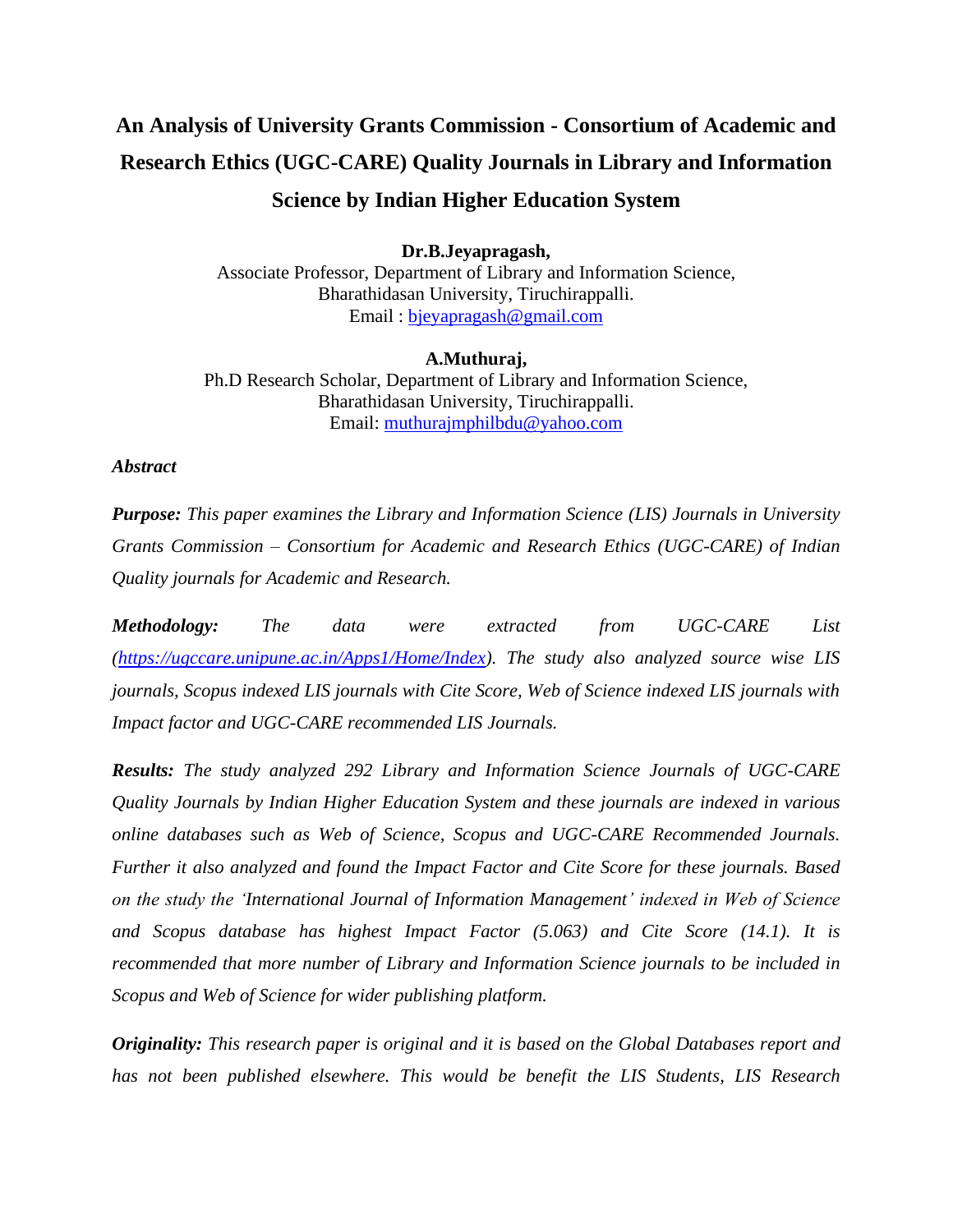# An Analysis of University Grants Commission - Consortium of Academic and Research Ethics (UGC-CARE) Quality Journals in Library and Information Science by Indian Higher Education System

**Dr.B.Jeyapragash,**
Associate Professor, Department of Library and Information Science,
Bharathidasan University, Tiruchirappalli.
Email : bjeyapragash@gmail.com

**A.Muthuraj,**
Ph.D Research Scholar, Department of Library and Information Science,
Bharathidasan University, Tiruchirappalli.
Email: muthurajmphilbdu@yahoo.com

***Abstract***

***Purpose:*** *This paper examines the Library and Information Science (LIS) Journals in University Grants Commission – Consortium for Academic and Research Ethics (UGC-CARE) of Indian Quality journals for Academic and Research.*

***Methodology:*** *The data were extracted from UGC-CARE List (https://ugccare.unipune.ac.in/Apps1/Home/Index). The study also analyzed source wise LIS journals, Scopus indexed LIS journals with Cite Score, Web of Science indexed LIS journals with Impact factor and UGC-CARE recommended LIS Journals.*

***Results:*** *The study analyzed 292 Library and Information Science Journals of UGC-CARE Quality Journals by Indian Higher Education System and these journals are indexed in various online databases such as Web of Science, Scopus and UGC-CARE Recommended Journals. Further it also analyzed and found the Impact Factor and Cite Score for these journals. Based on the study the 'International Journal of Information Management' indexed in Web of Science and Scopus database has highest Impact Factor (5.063) and Cite Score (14.1). It is recommended that more number of Library and Information Science journals to be included in Scopus and Web of Science for wider publishing platform.*

***Originality:*** *This research paper is original and it is based on the Global Databases report and has not been published elsewhere. This would be benefit the LIS Students, LIS Research*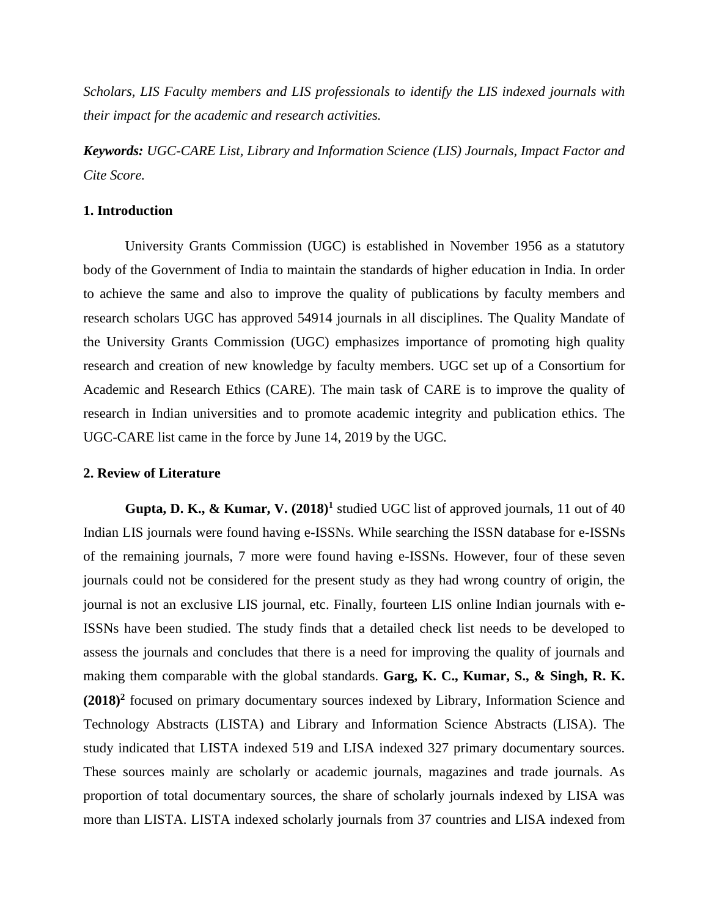*Scholars, LIS Faculty members and LIS professionals to identify the LIS indexed journals with their impact for the academic and research activities.*

***Keywords:*** *UGC-CARE List, Library and Information Science (LIS) Journals, Impact Factor and Cite Score.*

## 1. Introduction

University Grants Commission (UGC) is established in November 1956 as a statutory body of the Government of India to maintain the standards of higher education in India. In order to achieve the same and also to improve the quality of publications by faculty members and research scholars UGC has approved 54914 journals in all disciplines. The Quality Mandate of the University Grants Commission (UGC) emphasizes importance of promoting high quality research and creation of new knowledge by faculty members. UGC set up of a Consortium for Academic and Research Ethics (CARE). The main task of CARE is to improve the quality of research in Indian universities and to promote academic integrity and publication ethics. The UGC-CARE list came in the force by June 14, 2019 by the UGC.

## 2. Review of Literature

**Gupta, D. K., & Kumar, V. (2018)[1]** studied UGC list of approved journals, 11 out of 40 Indian LIS journals were found having e-ISSNs. While searching the ISSN database for e-ISSNs of the remaining journals, 7 more were found having e-ISSNs. However, four of these seven journals could not be considered for the present study as they had wrong country of origin, the journal is not an exclusive LIS journal, etc. Finally, fourteen LIS online Indian journals with e-ISSNs have been studied. The study finds that a detailed check list needs to be developed to assess the journals and concludes that there is a need for improving the quality of journals and making them comparable with the global standards. **Garg, K. C., Kumar, S., & Singh, R. K. (2018)[2]** focused on primary documentary sources indexed by Library, Information Science and Technology Abstracts (LISTA) and Library and Information Science Abstracts (LISA). The study indicated that LISTA indexed 519 and LISA indexed 327 primary documentary sources. These sources mainly are scholarly or academic journals, magazines and trade journals. As proportion of total documentary sources, the share of scholarly journals indexed by LISA was more than LISTA. LISTA indexed scholarly journals from 37 countries and LISA indexed from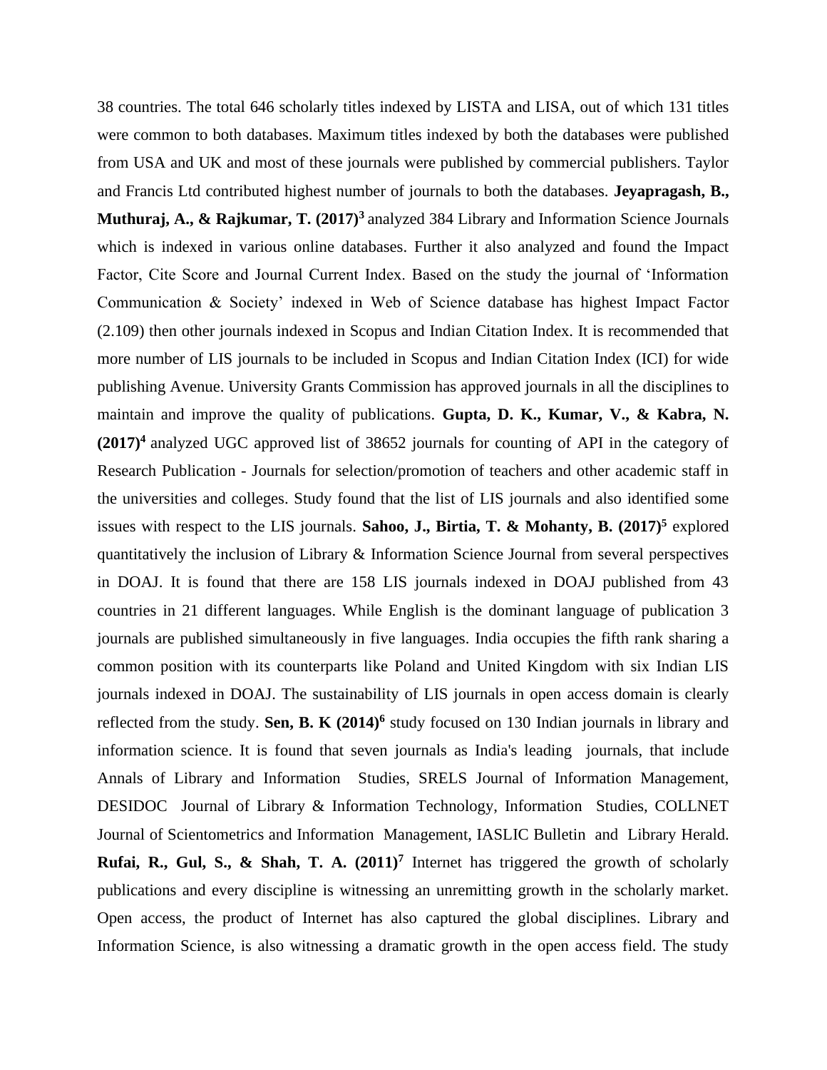38 countries. The total 646 scholarly titles indexed by LISTA and LISA, out of which 131 titles were common to both databases. Maximum titles indexed by both the databases were published from USA and UK and most of these journals were published by commercial publishers. Taylor and Francis Ltd contributed highest number of journals to both the databases. **Jeyapragash, B., Muthuraj, A., & Rajkumar, T. (2017)[3]** analyzed 384 Library and Information Science Journals which is indexed in various online databases. Further it also analyzed and found the Impact Factor, Cite Score and Journal Current Index. Based on the study the journal of 'Information Communication & Society' indexed in Web of Science database has highest Impact Factor (2.109) then other journals indexed in Scopus and Indian Citation Index. It is recommended that more number of LIS journals to be included in Scopus and Indian Citation Index (ICI) for wide publishing Avenue. University Grants Commission has approved journals in all the disciplines to maintain and improve the quality of publications. **Gupta, D. K., Kumar, V., & Kabra, N. (2017)[4]** analyzed UGC approved list of 38652 journals for counting of API in the category of Research Publication - Journals for selection/promotion of teachers and other academic staff in the universities and colleges. Study found that the list of LIS journals and also identified some issues with respect to the LIS journals. **Sahoo, J., Birtia, T. & Mohanty, B. (2017)[5]** explored quantitatively the inclusion of Library & Information Science Journal from several perspectives in DOAJ. It is found that there are 158 LIS journals indexed in DOAJ published from 43 countries in 21 different languages. While English is the dominant language of publication 3 journals are published simultaneously in five languages. India occupies the fifth rank sharing a common position with its counterparts like Poland and United Kingdom with six Indian LIS journals indexed in DOAJ. The sustainability of LIS journals in open access domain is clearly reflected from the study. **Sen, B. K (2014)[6]** study focused on 130 Indian journals in library and information science. It is found that seven journals as India's leading journals, that include Annals of Library and Information Studies, SRELS Journal of Information Management, DESIDOC Journal of Library & Information Technology, Information Studies, COLLNET Journal of Scientometrics and Information Management, IASLIC Bulletin and Library Herald. **Rufai, R., Gul, S., & Shah, T. A. (2011)[7]** Internet has triggered the growth of scholarly publications and every discipline is witnessing an unremitting growth in the scholarly market. Open access, the product of Internet has also captured the global disciplines. Library and Information Science, is also witnessing a dramatic growth in the open access field. The study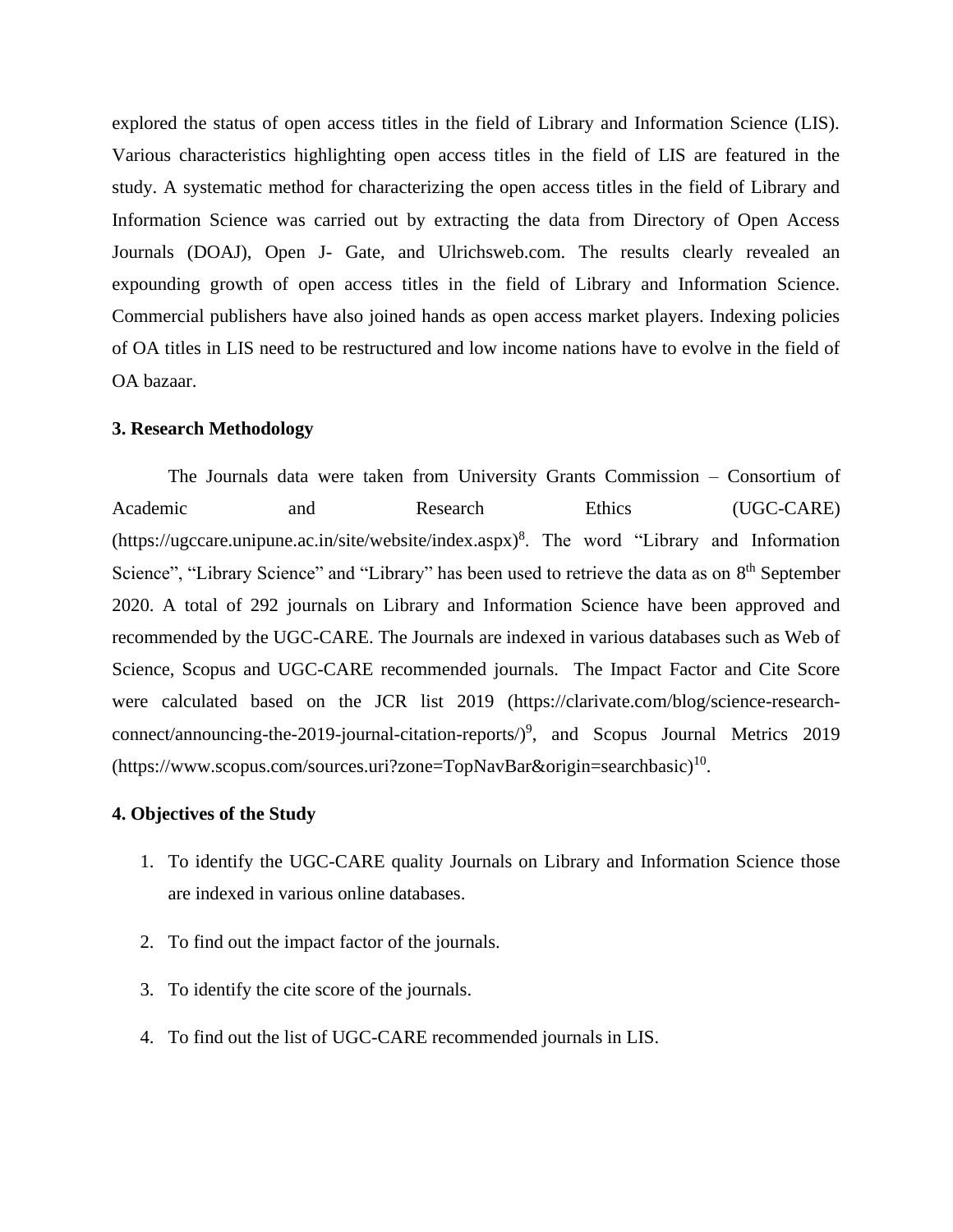explored the status of open access titles in the field of Library and Information Science (LIS). Various characteristics highlighting open access titles in the field of LIS are featured in the study. A systematic method for characterizing the open access titles in the field of Library and Information Science was carried out by extracting the data from Directory of Open Access Journals (DOAJ), Open J- Gate, and Ulrichsweb.com. The results clearly revealed an expounding growth of open access titles in the field of Library and Information Science. Commercial publishers have also joined hands as open access market players. Indexing policies of OA titles in LIS need to be restructured and low income nations have to evolve in the field of OA bazaar.

### 3. Research Methodology

The Journals data were taken from University Grants Commission – Consortium of Academic and Research Ethics (UGC-CARE) (https://ugccare.unipune.ac.in/site/website/index.aspx)[8]. The word "Library and Information Science", "Library Science" and "Library" has been used to retrieve the data as on 8th September 2020. A total of 292 journals on Library and Information Science have been approved and recommended by the UGC-CARE. The Journals are indexed in various databases such as Web of Science, Scopus and UGC-CARE recommended journals. The Impact Factor and Cite Score were calculated based on the JCR list 2019 (https://clarivate.com/blog/science-research-connect/announcing-the-2019-journal-citation-reports/)[9], and Scopus Journal Metrics 2019 (https://www.scopus.com/sources.uri?zone=TopNavBar&origin=searchbasic)[10].

### 4. Objectives of the Study

1. To identify the UGC-CARE quality Journals on Library and Information Science those are indexed in various online databases.
2. To find out the impact factor of the journals.
3. To identify the cite score of the journals.
4. To find out the list of UGC-CARE recommended journals in LIS.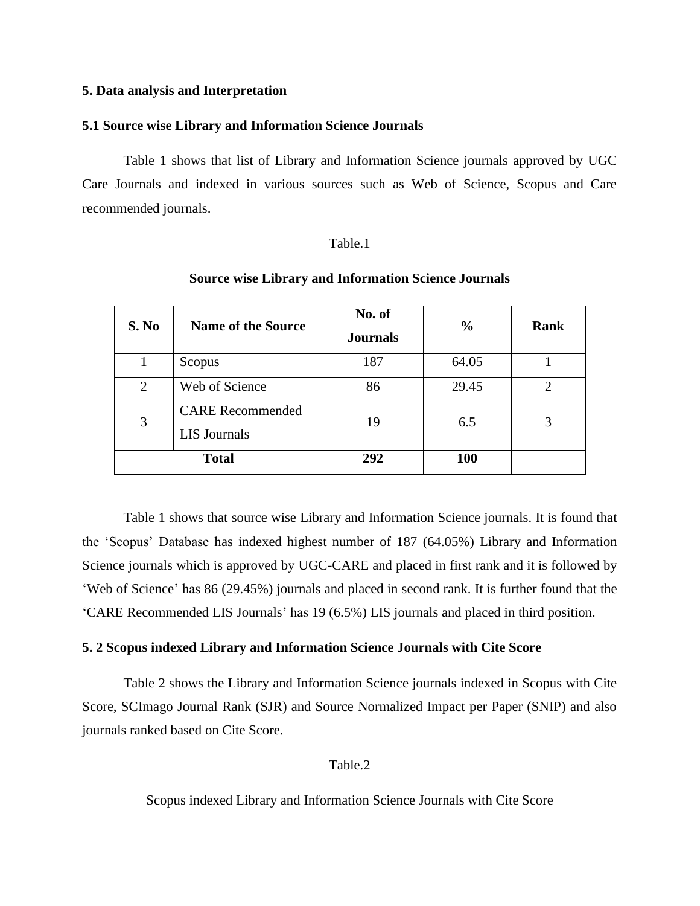## 5. Data analysis and Interpretation

### 5.1 Source wise Library and Information Science Journals

Table 1 shows that list of Library and Information Science journals approved by UGC Care Journals and indexed in various sources such as Web of Science, Scopus and Care recommended journals.

Table.1

**Source wise Library and Information Science Journals**

| S. No | Name of the Source | No. of Journals | % | Rank |
|---|---|---|---|---|
| 1 | Scopus | 187 | 64.05 | 1 |
| 2 | Web of Science | 86 | 29.45 | 2 |
| 3 | CARE Recommended LIS Journals | 19 | 6.5 | 3 |
| **Total** | | **292** | **100** | |

Table 1 shows that source wise Library and Information Science journals. It is found that the 'Scopus' Database has indexed highest number of 187 (64.05%) Library and Information Science journals which is approved by UGC-CARE and placed in first rank and it is followed by 'Web of Science' has 86 (29.45%) journals and placed in second rank. It is further found that the 'CARE Recommended LIS Journals' has 19 (6.5%) LIS journals and placed in third position.

### 5. 2 Scopus indexed Library and Information Science Journals with Cite Score

Table 2 shows the Library and Information Science journals indexed in Scopus with Cite Score, SCImago Journal Rank (SJR) and Source Normalized Impact per Paper (SNIP) and also journals ranked based on Cite Score.

Table.2

Scopus indexed Library and Information Science Journals with Cite Score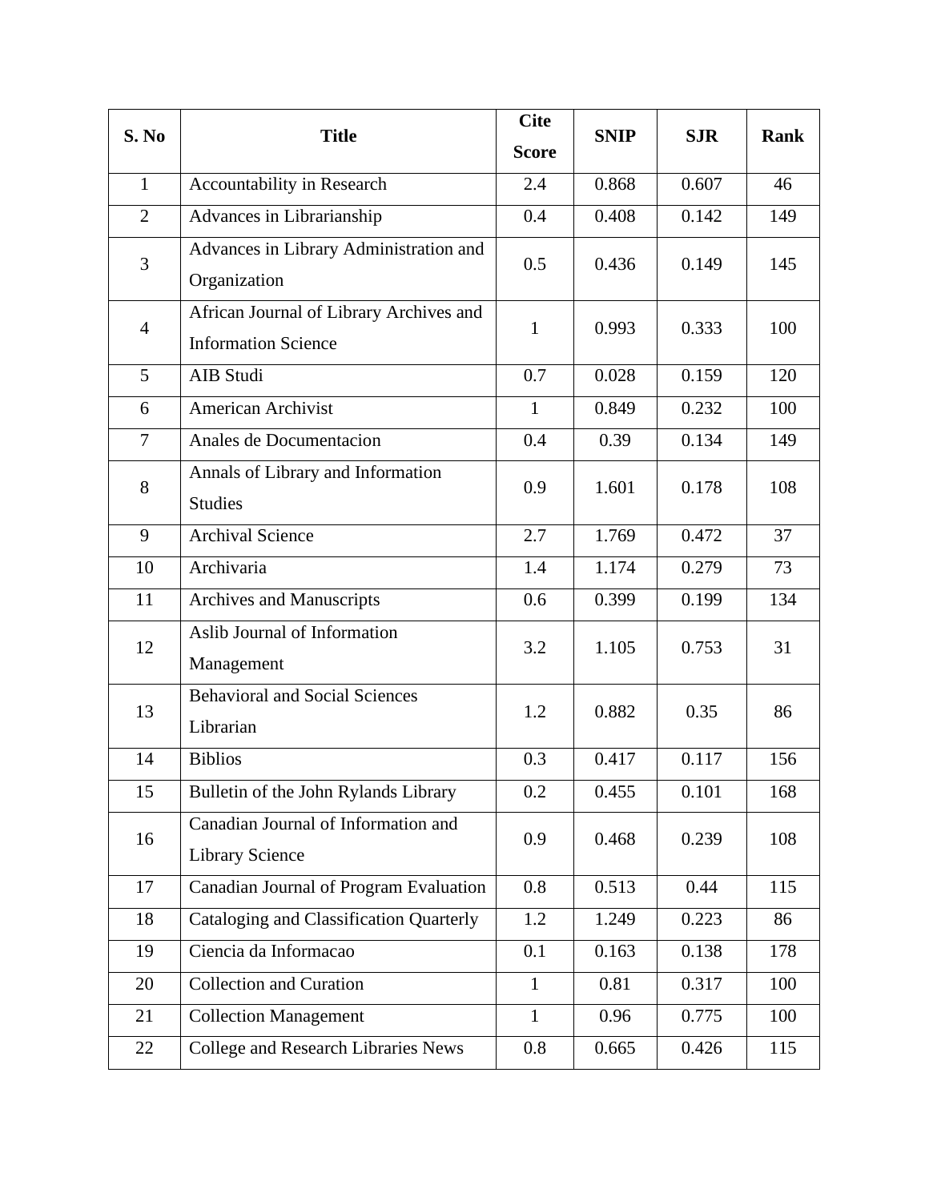| S. No | Title | Cite Score | SNIP | SJR | Rank |
|---|---|---|---|---|---|
| 1 | Accountability in Research | 2.4 | 0.868 | 0.607 | 46 |
| 2 | Advances in Librarianship | 0.4 | 0.408 | 0.142 | 149 |
| 3 | Advances in Library Administration and Organization | 0.5 | 0.436 | 0.149 | 145 |
| 4 | African Journal of Library Archives and Information Science | 1 | 0.993 | 0.333 | 100 |
| 5 | AIB Studi | 0.7 | 0.028 | 0.159 | 120 |
| 6 | American Archivist | 1 | 0.849 | 0.232 | 100 |
| 7 | Anales de Documentacion | 0.4 | 0.39 | 0.134 | 149 |
| 8 | Annals of Library and Information Studies | 0.9 | 1.601 | 0.178 | 108 |
| 9 | Archival Science | 2.7 | 1.769 | 0.472 | 37 |
| 10 | Archivaria | 1.4 | 1.174 | 0.279 | 73 |
| 11 | Archives and Manuscripts | 0.6 | 0.399 | 0.199 | 134 |
| 12 | Aslib Journal of Information Management | 3.2 | 1.105 | 0.753 | 31 |
| 13 | Behavioral and Social Sciences Librarian | 1.2 | 0.882 | 0.35 | 86 |
| 14 | Biblios | 0.3 | 0.417 | 0.117 | 156 |
| 15 | Bulletin of the John Rylands Library | 0.2 | 0.455 | 0.101 | 168 |
| 16 | Canadian Journal of Information and Library Science | 0.9 | 0.468 | 0.239 | 108 |
| 17 | Canadian Journal of Program Evaluation | 0.8 | 0.513 | 0.44 | 115 |
| 18 | Cataloging and Classification Quarterly | 1.2 | 1.249 | 0.223 | 86 |
| 19 | Ciencia da Informacao | 0.1 | 0.163 | 0.138 | 178 |
| 20 | Collection and Curation | 1 | 0.81 | 0.317 | 100 |
| 21 | Collection Management | 1 | 0.96 | 0.775 | 100 |
| 22 | College and Research Libraries News | 0.8 | 0.665 | 0.426 | 115 |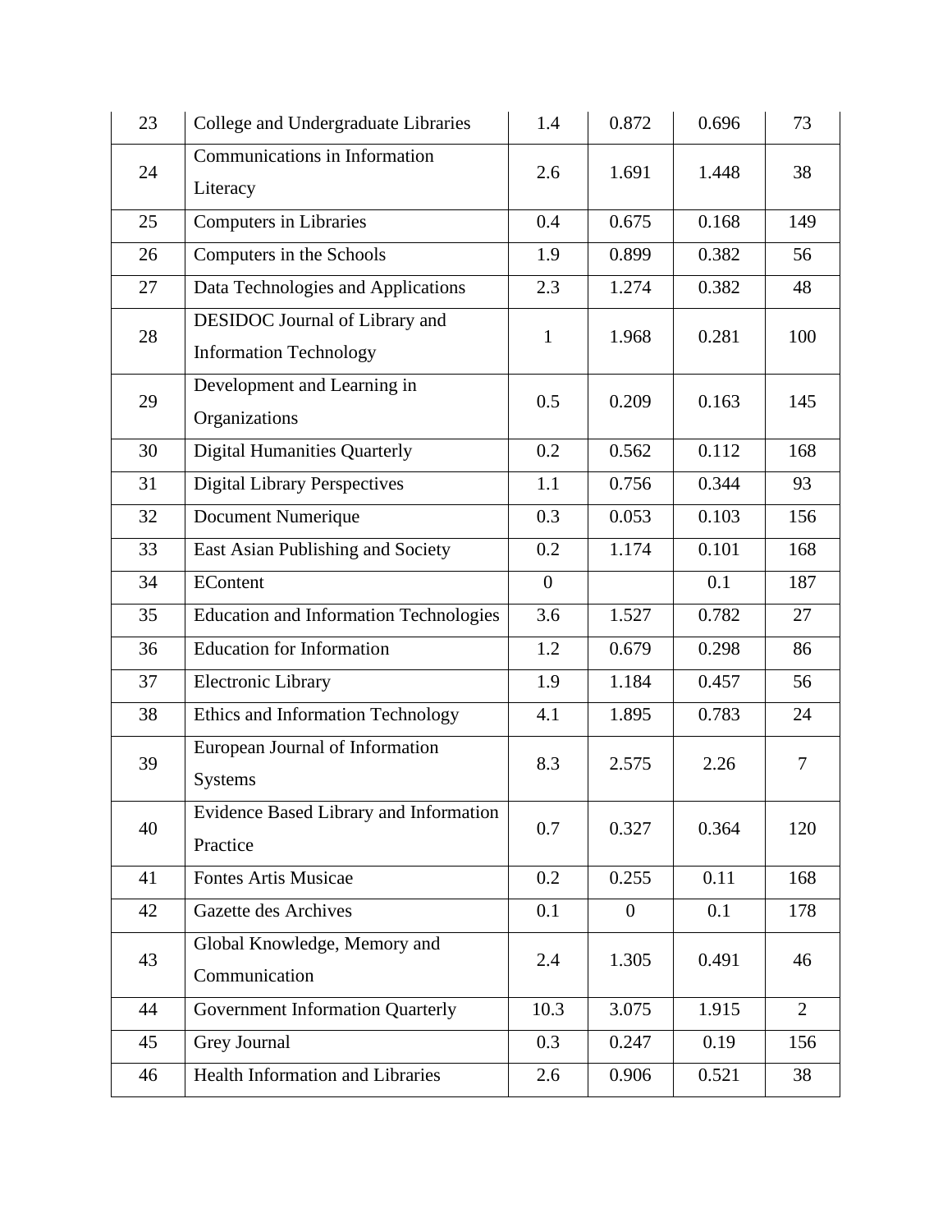| 23 | College and Undergraduate Libraries | 1.4 | 0.872 | 0.696 | 73 |
|---|---|---|---|---|---|
| 24 | Communications in Information Literacy | 2.6 | 1.691 | 1.448 | 38 |
| 25 | Computers in Libraries | 0.4 | 0.675 | 0.168 | 149 |
| 26 | Computers in the Schools | 1.9 | 0.899 | 0.382 | 56 |
| 27 | Data Technologies and Applications | 2.3 | 1.274 | 0.382 | 48 |
| 28 | DESIDOC Journal of Library and Information Technology | 1 | 1.968 | 0.281 | 100 |
| 29 | Development and Learning in Organizations | 0.5 | 0.209 | 0.163 | 145 |
| 30 | Digital Humanities Quarterly | 0.2 | 0.562 | 0.112 | 168 |
| 31 | Digital Library Perspectives | 1.1 | 0.756 | 0.344 | 93 |
| 32 | Document Numerique | 0.3 | 0.053 | 0.103 | 156 |
| 33 | East Asian Publishing and Society | 0.2 | 1.174 | 0.101 | 168 |
| 34 | EContent | 0 | | 0.1 | 187 |
| 35 | Education and Information Technologies | 3.6 | 1.527 | 0.782 | 27 |
| 36 | Education for Information | 1.2 | 0.679 | 0.298 | 86 |
| 37 | Electronic Library | 1.9 | 1.184 | 0.457 | 56 |
| 38 | Ethics and Information Technology | 4.1 | 1.895 | 0.783 | 24 |
| 39 | European Journal of Information Systems | 8.3 | 2.575 | 2.26 | 7 |
| 40 | Evidence Based Library and Information Practice | 0.7 | 0.327 | 0.364 | 120 |
| 41 | Fontes Artis Musicae | 0.2 | 0.255 | 0.11 | 168 |
| 42 | Gazette des Archives | 0.1 | 0 | 0.1 | 178 |
| 43 | Global Knowledge, Memory and Communication | 2.4 | 1.305 | 0.491 | 46 |
| 44 | Government Information Quarterly | 10.3 | 3.075 | 1.915 | 2 |
| 45 | Grey Journal | 0.3 | 0.247 | 0.19 | 156 |
| 46 | Health Information and Libraries | 2.6 | 0.906 | 0.521 | 38 |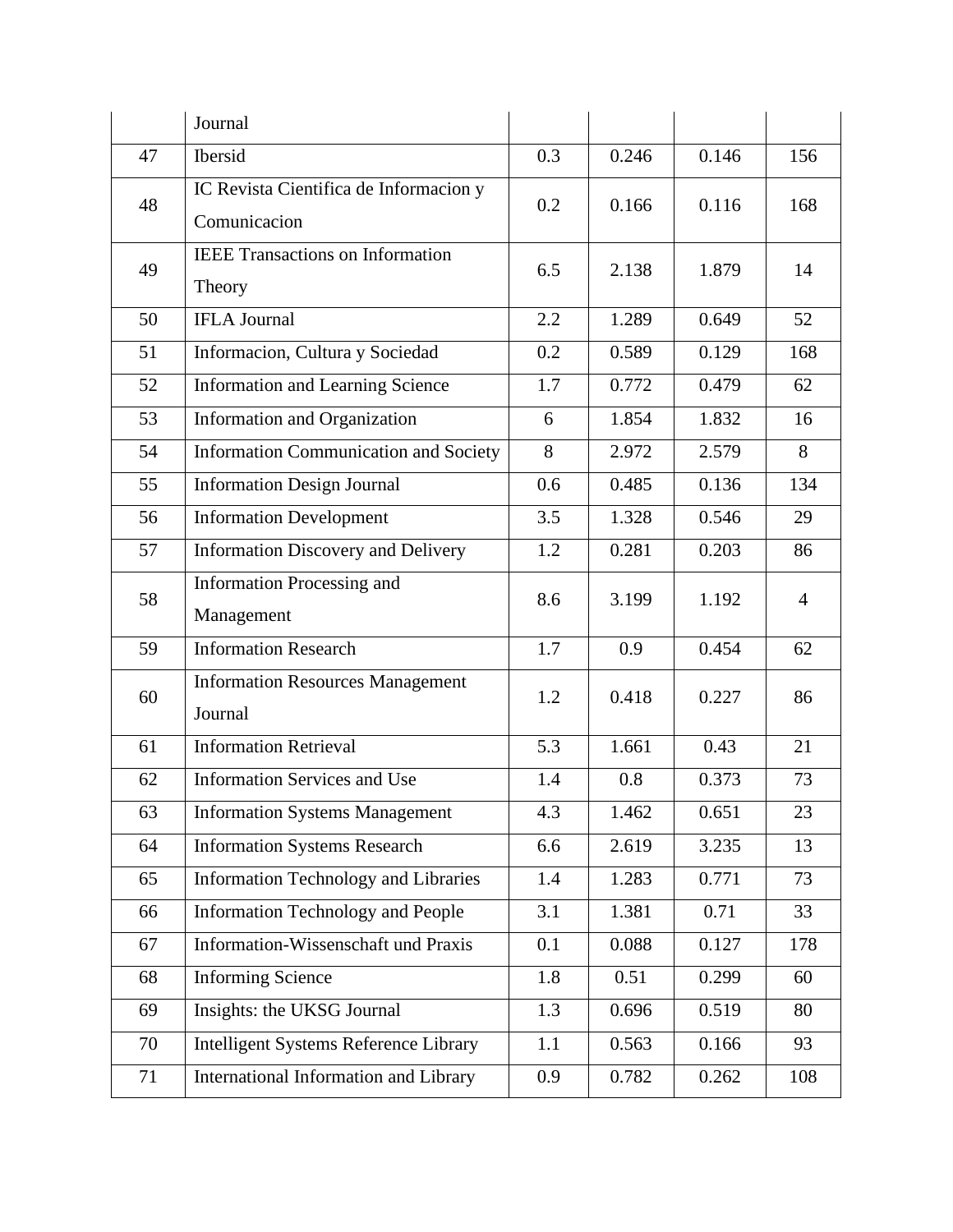|  | Journal |  |  |  |  |
|---|---|---|---|---|---|
| 47 | Ibersid | 0.3 | 0.246 | 0.146 | 156 |
| 48 | IC Revista Cientifica de Informacion y Comunicacion | 0.2 | 0.166 | 0.116 | 168 |
| 49 | IEEE Transactions on Information Theory | 6.5 | 2.138 | 1.879 | 14 |
| 50 | IFLA Journal | 2.2 | 1.289 | 0.649 | 52 |
| 51 | Informacion, Cultura y Sociedad | 0.2 | 0.589 | 0.129 | 168 |
| 52 | Information and Learning Science | 1.7 | 0.772 | 0.479 | 62 |
| 53 | Information and Organization | 6 | 1.854 | 1.832 | 16 |
| 54 | Information Communication and Society | 8 | 2.972 | 2.579 | 8 |
| 55 | Information Design Journal | 0.6 | 0.485 | 0.136 | 134 |
| 56 | Information Development | 3.5 | 1.328 | 0.546 | 29 |
| 57 | Information Discovery and Delivery | 1.2 | 0.281 | 0.203 | 86 |
| 58 | Information Processing and Management | 8.6 | 3.199 | 1.192 | 4 |
| 59 | Information Research | 1.7 | 0.9 | 0.454 | 62 |
| 60 | Information Resources Management Journal | 1.2 | 0.418 | 0.227 | 86 |
| 61 | Information Retrieval | 5.3 | 1.661 | 0.43 | 21 |
| 62 | Information Services and Use | 1.4 | 0.8 | 0.373 | 73 |
| 63 | Information Systems Management | 4.3 | 1.462 | 0.651 | 23 |
| 64 | Information Systems Research | 6.6 | 2.619 | 3.235 | 13 |
| 65 | Information Technology and Libraries | 1.4 | 1.283 | 0.771 | 73 |
| 66 | Information Technology and People | 3.1 | 1.381 | 0.71 | 33 |
| 67 | Information-Wissenschaft und Praxis | 0.1 | 0.088 | 0.127 | 178 |
| 68 | Informing Science | 1.8 | 0.51 | 0.299 | 60 |
| 69 | Insights: the UKSG Journal | 1.3 | 0.696 | 0.519 | 80 |
| 70 | Intelligent Systems Reference Library | 1.1 | 0.563 | 0.166 | 93 |
| 71 | International Information and Library | 0.9 | 0.782 | 0.262 | 108 |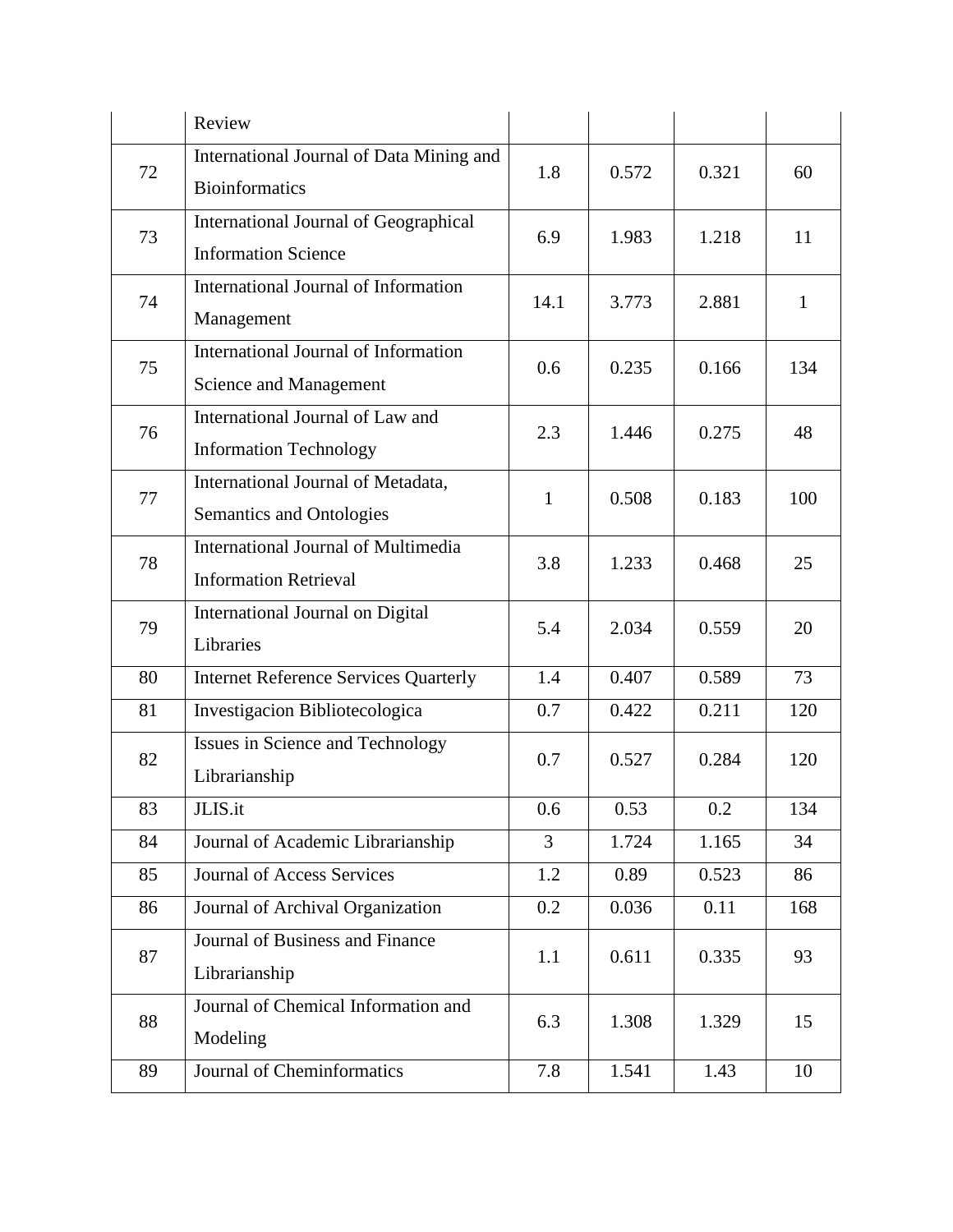| | | | | | |
|---|---|---|---|---|---|
| | Review | | | | |
| 72 | International Journal of Data Mining and Bioinformatics | 1.8 | 0.572 | 0.321 | 60 |
| 73 | International Journal of Geographical Information Science | 6.9 | 1.983 | 1.218 | 11 |
| 74 | International Journal of Information Management | 14.1 | 3.773 | 2.881 | 1 |
| 75 | International Journal of Information Science and Management | 0.6 | 0.235 | 0.166 | 134 |
| 76 | International Journal of Law and Information Technology | 2.3 | 1.446 | 0.275 | 48 |
| 77 | International Journal of Metadata, Semantics and Ontologies | 1 | 0.508 | 0.183 | 100 |
| 78 | International Journal of Multimedia Information Retrieval | 3.8 | 1.233 | 0.468 | 25 |
| 79 | International Journal on Digital Libraries | 5.4 | 2.034 | 0.559 | 20 |
| 80 | Internet Reference Services Quarterly | 1.4 | 0.407 | 0.589 | 73 |
| 81 | Investigacion Bibliotecologica | 0.7 | 0.422 | 0.211 | 120 |
| 82 | Issues in Science and Technology Librarianship | 0.7 | 0.527 | 0.284 | 120 |
| 83 | JLIS.it | 0.6 | 0.53 | 0.2 | 134 |
| 84 | Journal of Academic Librarianship | 3 | 1.724 | 1.165 | 34 |
| 85 | Journal of Access Services | 1.2 | 0.89 | 0.523 | 86 |
| 86 | Journal of Archival Organization | 0.2 | 0.036 | 0.11 | 168 |
| 87 | Journal of Business and Finance Librarianship | 1.1 | 0.611 | 0.335 | 93 |
| 88 | Journal of Chemical Information and Modeling | 6.3 | 1.308 | 1.329 | 15 |
| 89 | Journal of Cheminformatics | 7.8 | 1.541 | 1.43 | 10 |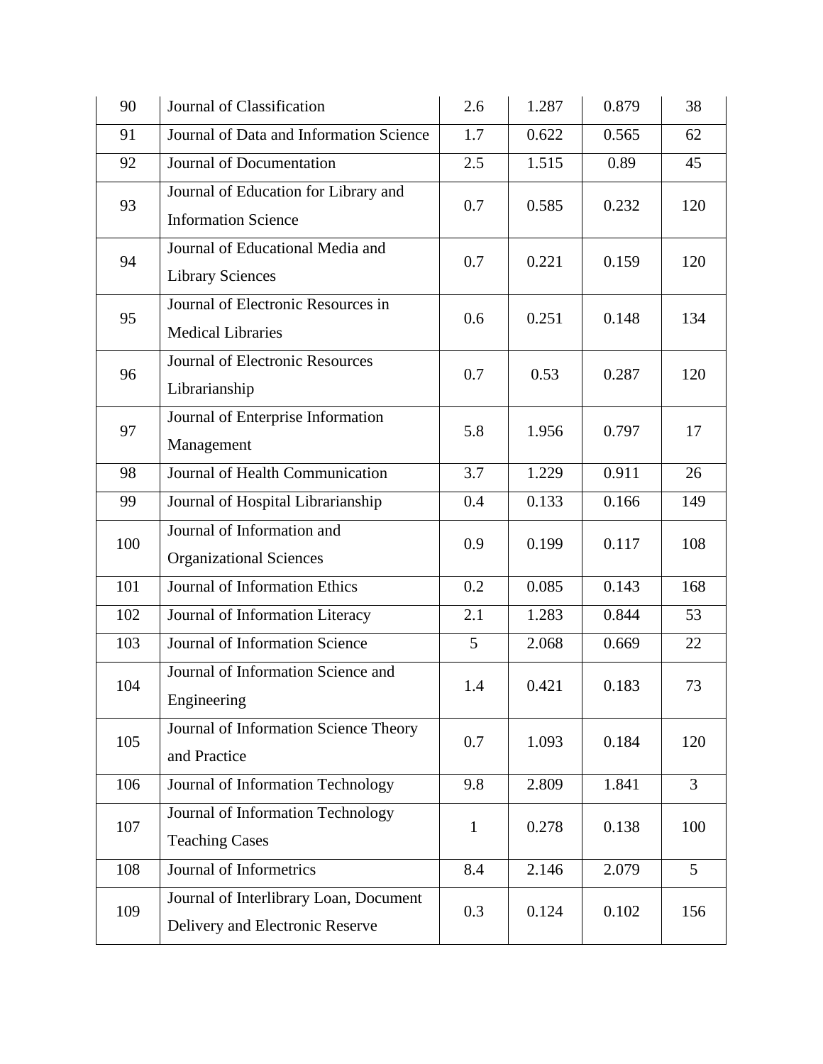| 90 | Journal of Classification | 2.6 | 1.287 | 0.879 | 38 |
|---|---|---|---|---|---|
| 91 | Journal of Data and Information Science | 1.7 | 0.622 | 0.565 | 62 |
| 92 | Journal of Documentation | 2.5 | 1.515 | 0.89 | 45 |
| 93 | Journal of Education for Library and Information Science | 0.7 | 0.585 | 0.232 | 120 |
| 94 | Journal of Educational Media and Library Sciences | 0.7 | 0.221 | 0.159 | 120 |
| 95 | Journal of Electronic Resources in Medical Libraries | 0.6 | 0.251 | 0.148 | 134 |
| 96 | Journal of Electronic Resources Librarianship | 0.7 | 0.53 | 0.287 | 120 |
| 97 | Journal of Enterprise Information Management | 5.8 | 1.956 | 0.797 | 17 |
| 98 | Journal of Health Communication | 3.7 | 1.229 | 0.911 | 26 |
| 99 | Journal of Hospital Librarianship | 0.4 | 0.133 | 0.166 | 149 |
| 100 | Journal of Information and Organizational Sciences | 0.9 | 0.199 | 0.117 | 108 |
| 101 | Journal of Information Ethics | 0.2 | 0.085 | 0.143 | 168 |
| 102 | Journal of Information Literacy | 2.1 | 1.283 | 0.844 | 53 |
| 103 | Journal of Information Science | 5 | 2.068 | 0.669 | 22 |
| 104 | Journal of Information Science and Engineering | 1.4 | 0.421 | 0.183 | 73 |
| 105 | Journal of Information Science Theory and Practice | 0.7 | 1.093 | 0.184 | 120 |
| 106 | Journal of Information Technology | 9.8 | 2.809 | 1.841 | 3 |
| 107 | Journal of Information Technology Teaching Cases | 1 | 0.278 | 0.138 | 100 |
| 108 | Journal of Informetrics | 8.4 | 2.146 | 2.079 | 5 |
| 109 | Journal of Interlibrary Loan, Document Delivery and Electronic Reserve | 0.3 | 0.124 | 0.102 | 156 |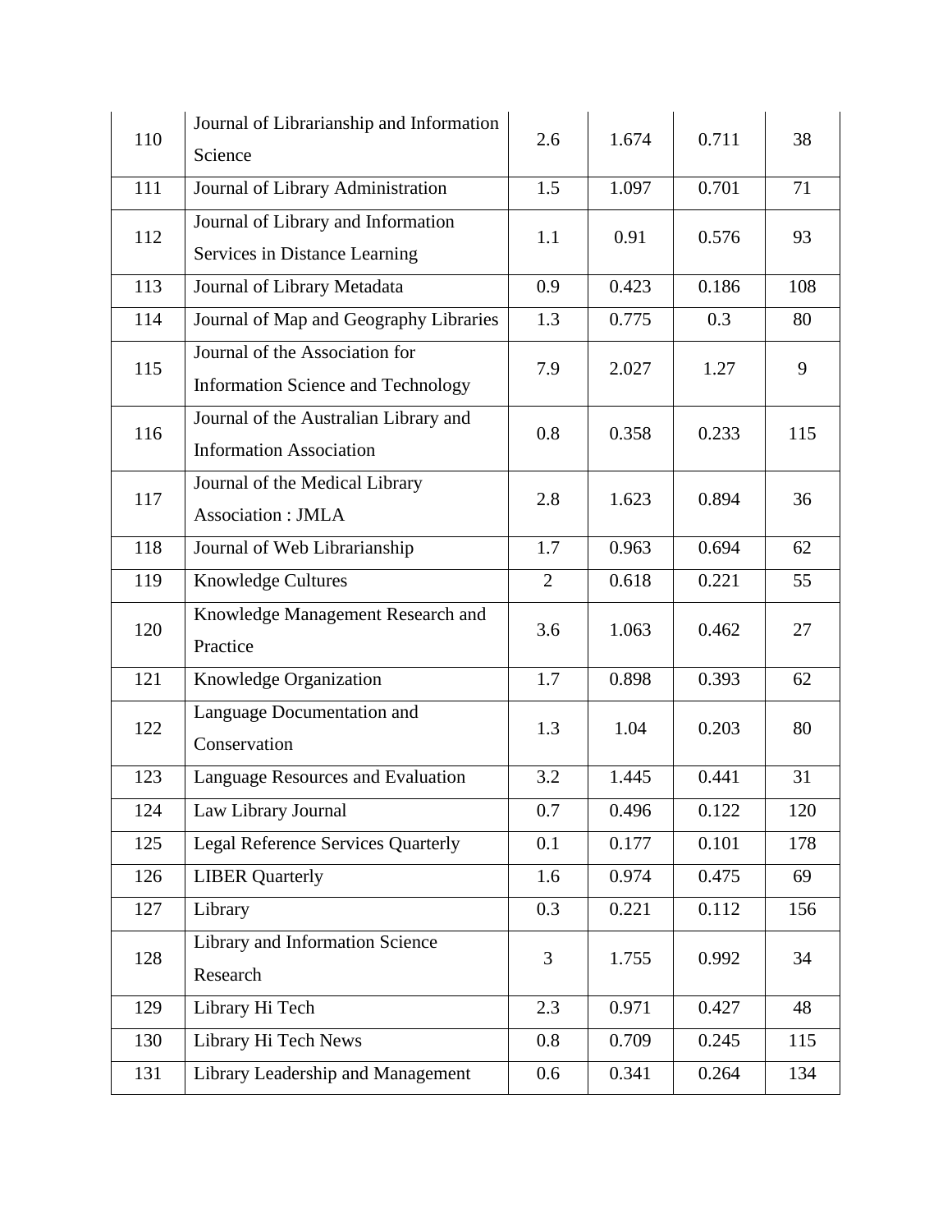| 110 | Journal of Librarianship and Information Science | 2.6 | 1.674 | 0.711 | 38 |
|---|---|---|---|---|---|
| 111 | Journal of Library Administration | 1.5 | 1.097 | 0.701 | 71 |
| 112 | Journal of Library and Information Services in Distance Learning | 1.1 | 0.91 | 0.576 | 93 |
| 113 | Journal of Library Metadata | 0.9 | 0.423 | 0.186 | 108 |
| 114 | Journal of Map and Geography Libraries | 1.3 | 0.775 | 0.3 | 80 |
| 115 | Journal of the Association for Information Science and Technology | 7.9 | 2.027 | 1.27 | 9 |
| 116 | Journal of the Australian Library and Information Association | 0.8 | 0.358 | 0.233 | 115 |
| 117 | Journal of the Medical Library Association : JMLA | 2.8 | 1.623 | 0.894 | 36 |
| 118 | Journal of Web Librarianship | 1.7 | 0.963 | 0.694 | 62 |
| 119 | Knowledge Cultures | 2 | 0.618 | 0.221 | 55 |
| 120 | Knowledge Management Research and Practice | 3.6 | 1.063 | 0.462 | 27 |
| 121 | Knowledge Organization | 1.7 | 0.898 | 0.393 | 62 |
| 122 | Language Documentation and Conservation | 1.3 | 1.04 | 0.203 | 80 |
| 123 | Language Resources and Evaluation | 3.2 | 1.445 | 0.441 | 31 |
| 124 | Law Library Journal | 0.7 | 0.496 | 0.122 | 120 |
| 125 | Legal Reference Services Quarterly | 0.1 | 0.177 | 0.101 | 178 |
| 126 | LIBER Quarterly | 1.6 | 0.974 | 0.475 | 69 |
| 127 | Library | 0.3 | 0.221 | 0.112 | 156 |
| 128 | Library and Information Science Research | 3 | 1.755 | 0.992 | 34 |
| 129 | Library Hi Tech | 2.3 | 0.971 | 0.427 | 48 |
| 130 | Library Hi Tech News | 0.8 | 0.709 | 0.245 | 115 |
| 131 | Library Leadership and Management | 0.6 | 0.341 | 0.264 | 134 |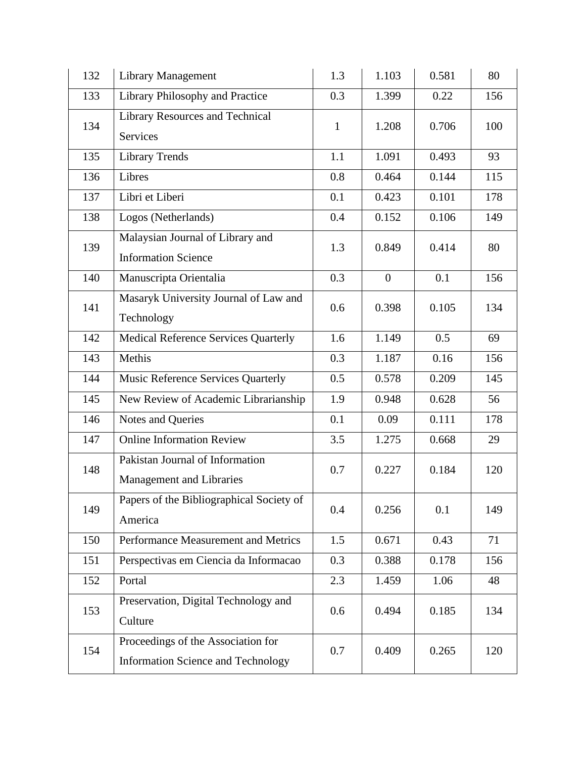| 132 | Library Management | 1.3 | 1.103 | 0.581 | 80 |
|---|---|---|---|---|---|
| 133 | Library Philosophy and Practice | 0.3 | 1.399 | 0.22 | 156 |
| 134 | Library Resources and Technical Services | 1 | 1.208 | 0.706 | 100 |
| 135 | Library Trends | 1.1 | 1.091 | 0.493 | 93 |
| 136 | Libres | 0.8 | 0.464 | 0.144 | 115 |
| 137 | Libri et Liberi | 0.1 | 0.423 | 0.101 | 178 |
| 138 | Logos (Netherlands) | 0.4 | 0.152 | 0.106 | 149 |
| 139 | Malaysian Journal of Library and Information Science | 1.3 | 0.849 | 0.414 | 80 |
| 140 | Manuscripta Orientalia | 0.3 | 0 | 0.1 | 156 |
| 141 | Masaryk University Journal of Law and Technology | 0.6 | 0.398 | 0.105 | 134 |
| 142 | Medical Reference Services Quarterly | 1.6 | 1.149 | 0.5 | 69 |
| 143 | Methis | 0.3 | 1.187 | 0.16 | 156 |
| 144 | Music Reference Services Quarterly | 0.5 | 0.578 | 0.209 | 145 |
| 145 | New Review of Academic Librarianship | 1.9 | 0.948 | 0.628 | 56 |
| 146 | Notes and Queries | 0.1 | 0.09 | 0.111 | 178 |
| 147 | Online Information Review | 3.5 | 1.275 | 0.668 | 29 |
| 148 | Pakistan Journal of Information Management and Libraries | 0.7 | 0.227 | 0.184 | 120 |
| 149 | Papers of the Bibliographical Society of America | 0.4 | 0.256 | 0.1 | 149 |
| 150 | Performance Measurement and Metrics | 1.5 | 0.671 | 0.43 | 71 |
| 151 | Perspectivas em Ciencia da Informacao | 0.3 | 0.388 | 0.178 | 156 |
| 152 | Portal | 2.3 | 1.459 | 1.06 | 48 |
| 153 | Preservation, Digital Technology and Culture | 0.6 | 0.494 | 0.185 | 134 |
| 154 | Proceedings of the Association for Information Science and Technology | 0.7 | 0.409 | 0.265 | 120 |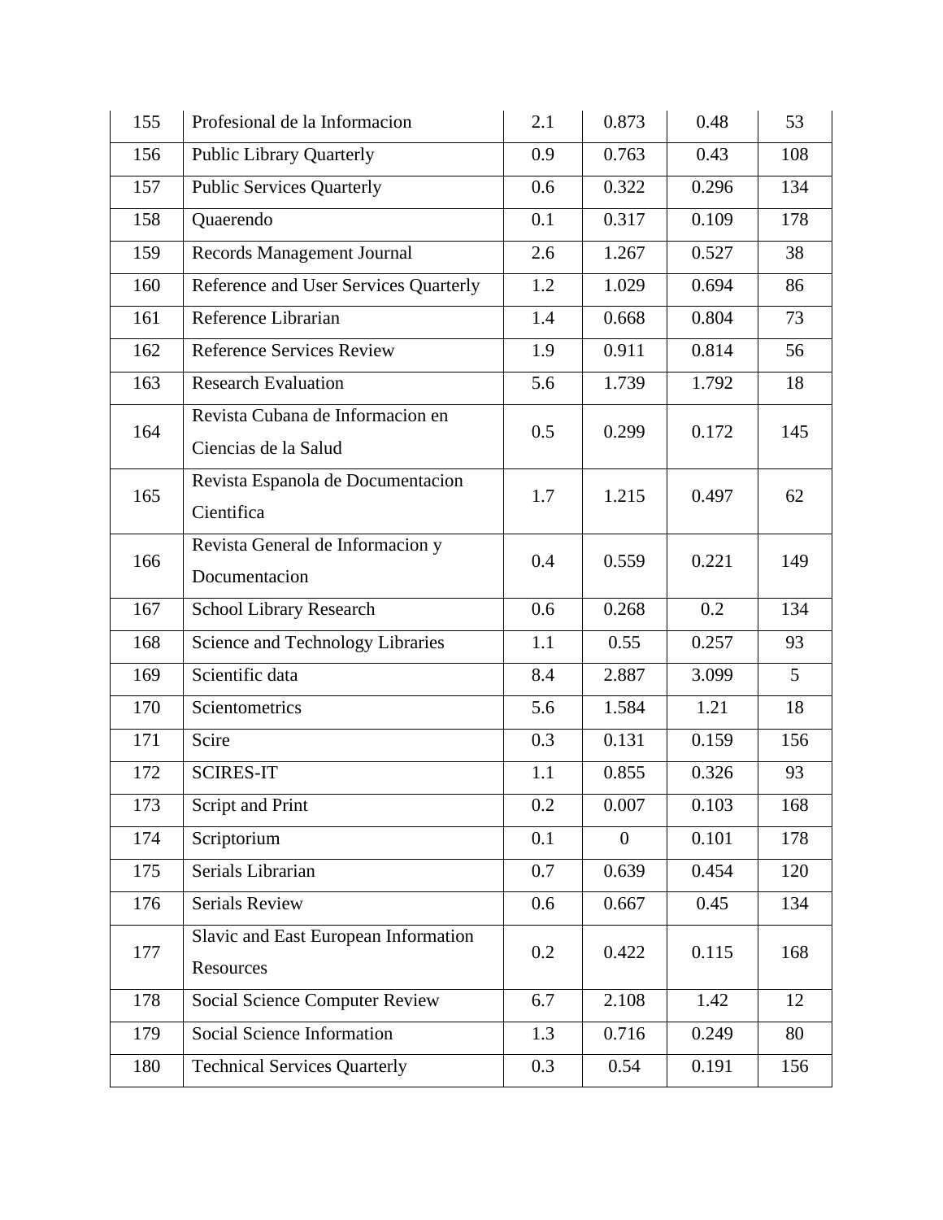| 155 | Profesional de la Informacion | 2.1 | 0.873 | 0.48 | 53 |
|---|---|---|---|---|---|
| 156 | Public Library Quarterly | 0.9 | 0.763 | 0.43 | 108 |
| 157 | Public Services Quarterly | 0.6 | 0.322 | 0.296 | 134 |
| 158 | Quaerendo | 0.1 | 0.317 | 0.109 | 178 |
| 159 | Records Management Journal | 2.6 | 1.267 | 0.527 | 38 |
| 160 | Reference and User Services Quarterly | 1.2 | 1.029 | 0.694 | 86 |
| 161 | Reference Librarian | 1.4 | 0.668 | 0.804 | 73 |
| 162 | Reference Services Review | 1.9 | 0.911 | 0.814 | 56 |
| 163 | Research Evaluation | 5.6 | 1.739 | 1.792 | 18 |
| 164 | Revista Cubana de Informacion en Ciencias de la Salud | 0.5 | 0.299 | 0.172 | 145 |
| 165 | Revista Espanola de Documentacion Cientifica | 1.7 | 1.215 | 0.497 | 62 |
| 166 | Revista General de Informacion y Documentacion | 0.4 | 0.559 | 0.221 | 149 |
| 167 | School Library Research | 0.6 | 0.268 | 0.2 | 134 |
| 168 | Science and Technology Libraries | 1.1 | 0.55 | 0.257 | 93 |
| 169 | Scientific data | 8.4 | 2.887 | 3.099 | 5 |
| 170 | Scientometrics | 5.6 | 1.584 | 1.21 | 18 |
| 171 | Scire | 0.3 | 0.131 | 0.159 | 156 |
| 172 | SCIRES-IT | 1.1 | 0.855 | 0.326 | 93 |
| 173 | Script and Print | 0.2 | 0.007 | 0.103 | 168 |
| 174 | Scriptorium | 0.1 | 0 | 0.101 | 178 |
| 175 | Serials Librarian | 0.7 | 0.639 | 0.454 | 120 |
| 176 | Serials Review | 0.6 | 0.667 | 0.45 | 134 |
| 177 | Slavic and East European Information Resources | 0.2 | 0.422 | 0.115 | 168 |
| 178 | Social Science Computer Review | 6.7 | 2.108 | 1.42 | 12 |
| 179 | Social Science Information | 1.3 | 0.716 | 0.249 | 80 |
| 180 | Technical Services Quarterly | 0.3 | 0.54 | 0.191 | 156 |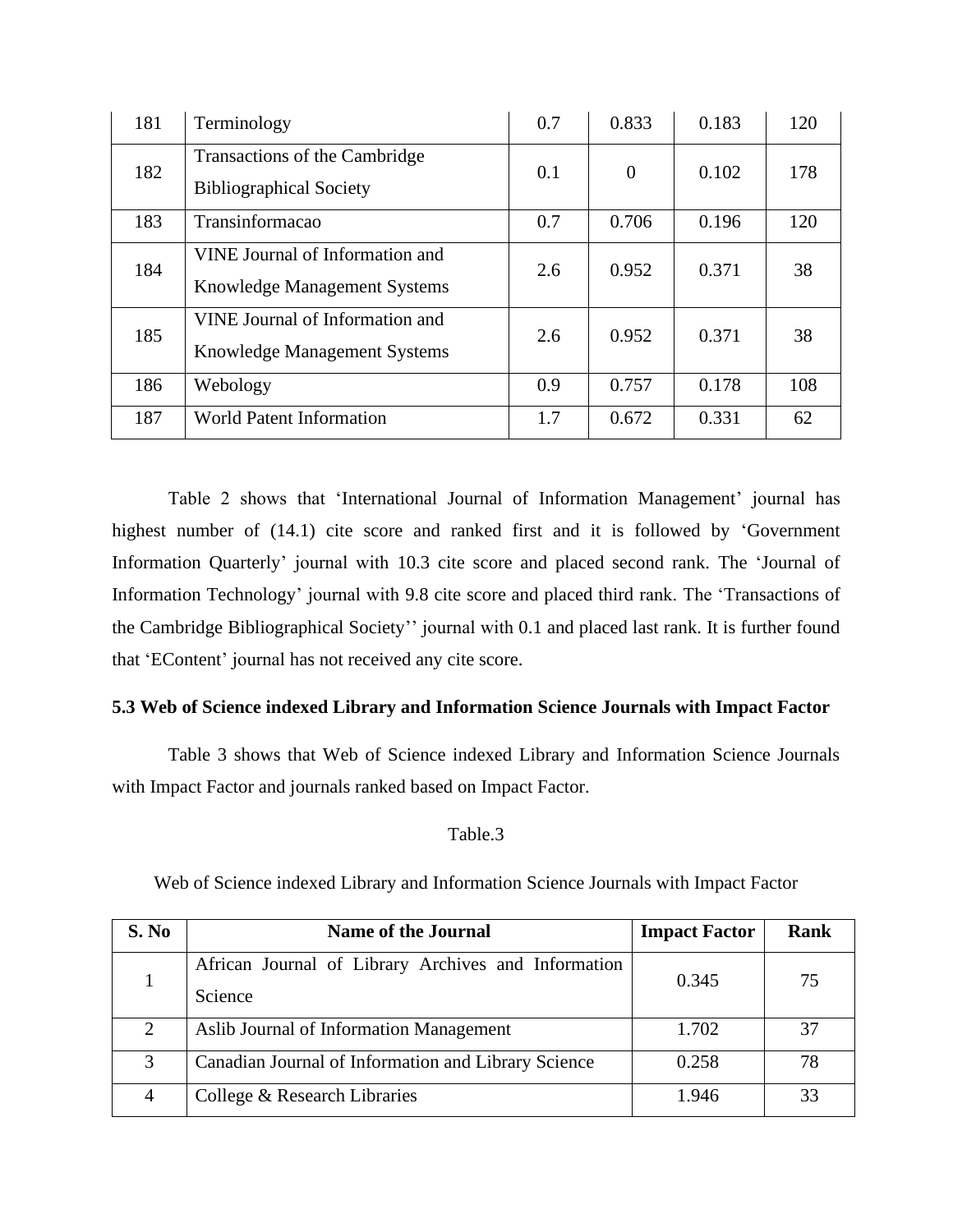| 181 | Terminology | 0.7 | 0.833 | 0.183 | 120 |
|---|---|---|---|---|---|
| 182 | Transactions of the Cambridge Bibliographical Society | 0.1 | 0 | 0.102 | 178 |
| 183 | Transinformacao | 0.7 | 0.706 | 0.196 | 120 |
| 184 | VINE Journal of Information and Knowledge Management Systems | 2.6 | 0.952 | 0.371 | 38 |
| 185 | VINE Journal of Information and Knowledge Management Systems | 2.6 | 0.952 | 0.371 | 38 |
| 186 | Webology | 0.9 | 0.757 | 0.178 | 108 |
| 187 | World Patent Information | 1.7 | 0.672 | 0.331 | 62 |

Table 2 shows that 'International Journal of Information Management' journal has highest number of (14.1) cite score and ranked first and it is followed by 'Government Information Quarterly' journal with 10.3 cite score and placed second rank. The 'Journal of Information Technology' journal with 9.8 cite score and placed third rank. The 'Transactions of the Cambridge Bibliographical Society'' journal with 0.1 and placed last rank. It is further found that 'EContent' journal has not received any cite score.

### 5.3 Web of Science indexed Library and Information Science Journals with Impact Factor

Table 3 shows that Web of Science indexed Library and Information Science Journals with Impact Factor and journals ranked based on Impact Factor.

Table.3

Web of Science indexed Library and Information Science Journals with Impact Factor

| S. No | Name of the Journal | Impact Factor | Rank |
|---|---|---|---|
| 1 | African Journal of Library Archives and Information Science | 0.345 | 75 |
| 2 | Aslib Journal of Information Management | 1.702 | 37 |
| 3 | Canadian Journal of Information and Library Science | 0.258 | 78 |
| 4 | College & Research Libraries | 1.946 | 33 |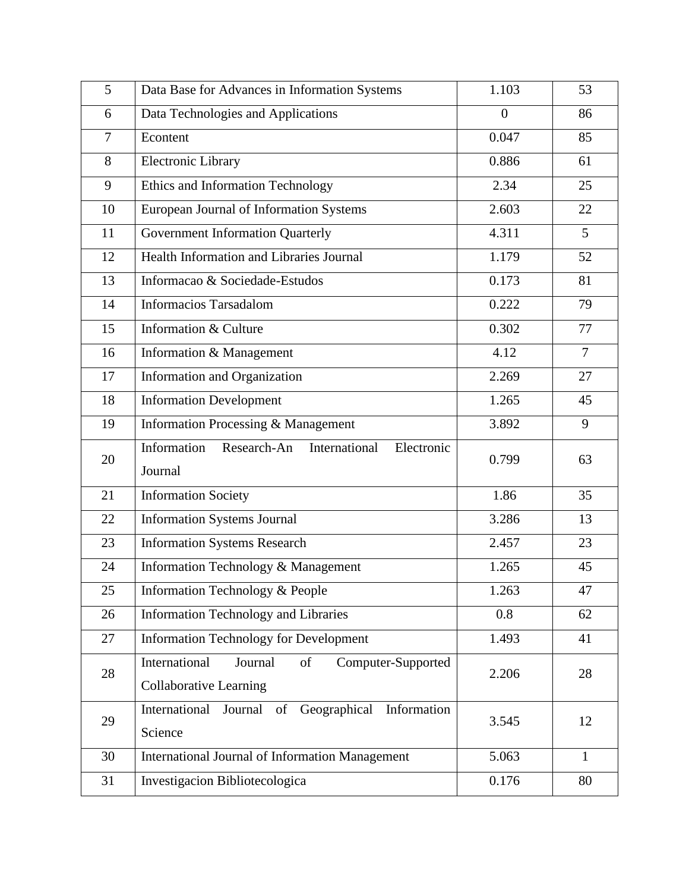| 5 | Data Base for Advances in Information Systems | 1.103 | 53 |
|---|---|---|---|
| 6 | Data Technologies and Applications | 0 | 86 |
| 7 | Econtent | 0.047 | 85 |
| 8 | Electronic Library | 0.886 | 61 |
| 9 | Ethics and Information Technology | 2.34 | 25 |
| 10 | European Journal of Information Systems | 2.603 | 22 |
| 11 | Government Information Quarterly | 4.311 | 5 |
| 12 | Health Information and Libraries Journal | 1.179 | 52 |
| 13 | Informacao & Sociedade-Estudos | 0.173 | 81 |
| 14 | Informacios Tarsadalom | 0.222 | 79 |
| 15 | Information & Culture | 0.302 | 77 |
| 16 | Information & Management | 4.12 | 7 |
| 17 | Information and Organization | 2.269 | 27 |
| 18 | Information Development | 1.265 | 45 |
| 19 | Information Processing & Management | 3.892 | 9 |
| 20 | Information Research-An International Electronic Journal | 0.799 | 63 |
| 21 | Information Society | 1.86 | 35 |
| 22 | Information Systems Journal | 3.286 | 13 |
| 23 | Information Systems Research | 2.457 | 23 |
| 24 | Information Technology & Management | 1.265 | 45 |
| 25 | Information Technology & People | 1.263 | 47 |
| 26 | Information Technology and Libraries | 0.8 | 62 |
| 27 | Information Technology for Development | 1.493 | 41 |
| 28 | International Journal of Computer-Supported Collaborative Learning | 2.206 | 28 |
| 29 | International Journal of Geographical Information Science | 3.545 | 12 |
| 30 | International Journal of Information Management | 5.063 | 1 |
| 31 | Investigacion Bibliotecologica | 0.176 | 80 |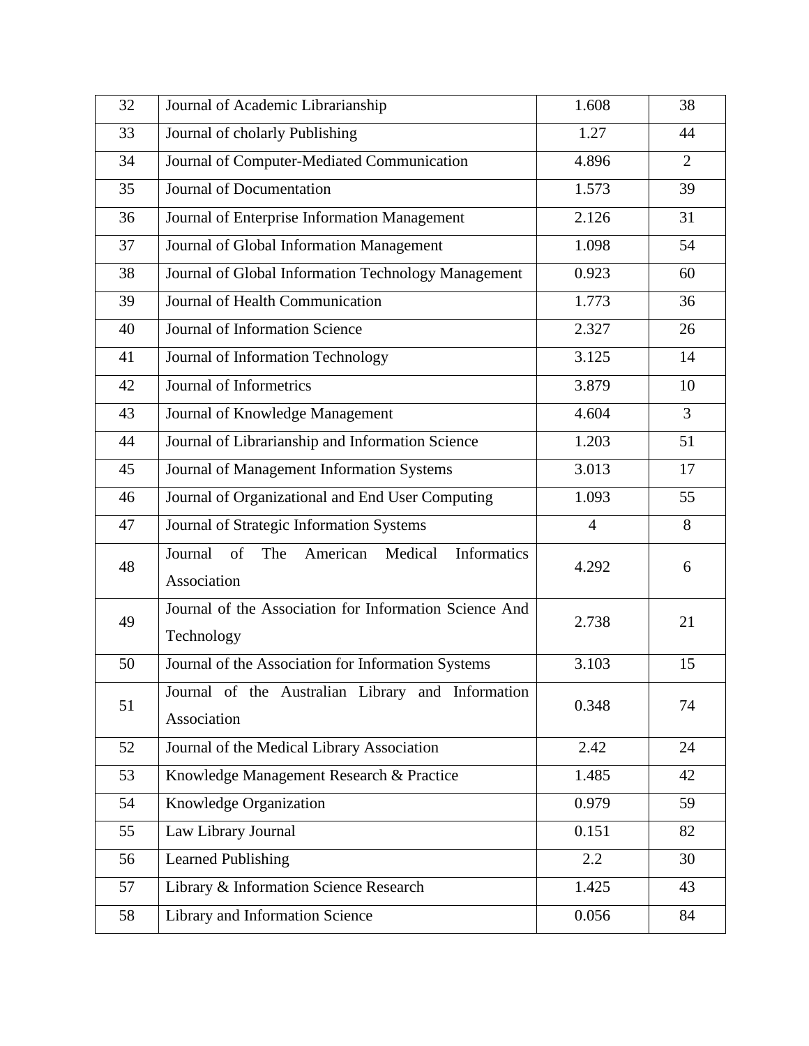| 32 | Journal of Academic Librarianship | 1.608 | 38 |
|---|---|---|---|
| 33 | Journal of cholarly Publishing | 1.27 | 44 |
| 34 | Journal of Computer-Mediated Communication | 4.896 | 2 |
| 35 | Journal of Documentation | 1.573 | 39 |
| 36 | Journal of Enterprise Information Management | 2.126 | 31 |
| 37 | Journal of Global Information Management | 1.098 | 54 |
| 38 | Journal of Global Information Technology Management | 0.923 | 60 |
| 39 | Journal of Health Communication | 1.773 | 36 |
| 40 | Journal of Information Science | 2.327 | 26 |
| 41 | Journal of Information Technology | 3.125 | 14 |
| 42 | Journal of Informetrics | 3.879 | 10 |
| 43 | Journal of Knowledge Management | 4.604 | 3 |
| 44 | Journal of Librarianship and Information Science | 1.203 | 51 |
| 45 | Journal of Management Information Systems | 3.013 | 17 |
| 46 | Journal of Organizational and End User Computing | 1.093 | 55 |
| 47 | Journal of Strategic Information Systems | 4 | 8 |
| 48 | Journal of The American Medical Informatics Association | 4.292 | 6 |
| 49 | Journal of the Association for Information Science And Technology | 2.738 | 21 |
| 50 | Journal of the Association for Information Systems | 3.103 | 15 |
| 51 | Journal of the Australian Library and Information Association | 0.348 | 74 |
| 52 | Journal of the Medical Library Association | 2.42 | 24 |
| 53 | Knowledge Management Research & Practice | 1.485 | 42 |
| 54 | Knowledge Organization | 0.979 | 59 |
| 55 | Law Library Journal | 0.151 | 82 |
| 56 | Learned Publishing | 2.2 | 30 |
| 57 | Library & Information Science Research | 1.425 | 43 |
| 58 | Library and Information Science | 0.056 | 84 |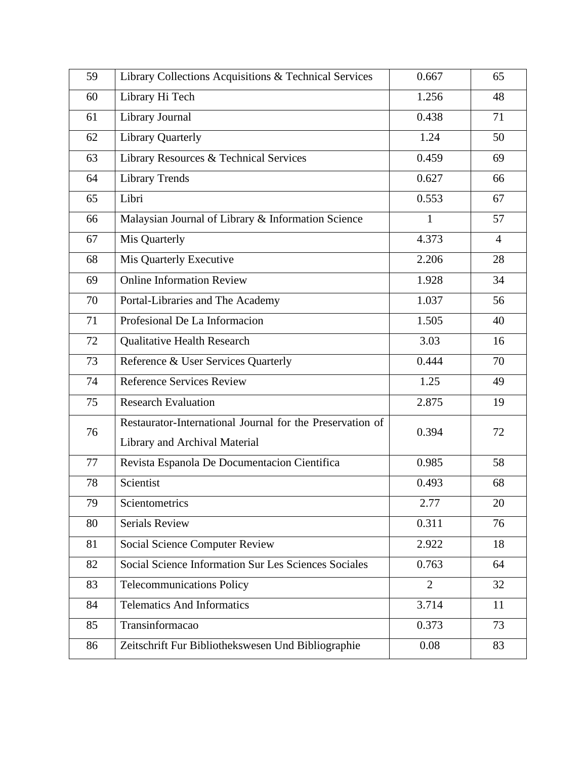| 59 | Library Collections Acquisitions & Technical Services | 0.667 | 65 |
|---|---|---|---|
| 60 | Library Hi Tech | 1.256 | 48 |
| 61 | Library Journal | 0.438 | 71 |
| 62 | Library Quarterly | 1.24 | 50 |
| 63 | Library Resources & Technical Services | 0.459 | 69 |
| 64 | Library Trends | 0.627 | 66 |
| 65 | Libri | 0.553 | 67 |
| 66 | Malaysian Journal of Library & Information Science | 1 | 57 |
| 67 | Mis Quarterly | 4.373 | 4 |
| 68 | Mis Quarterly Executive | 2.206 | 28 |
| 69 | Online Information Review | 1.928 | 34 |
| 70 | Portal-Libraries and The Academy | 1.037 | 56 |
| 71 | Profesional De La Informacion | 1.505 | 40 |
| 72 | Qualitative Health Research | 3.03 | 16 |
| 73 | Reference & User Services Quarterly | 0.444 | 70 |
| 74 | Reference Services Review | 1.25 | 49 |
| 75 | Research Evaluation | 2.875 | 19 |
| 76 | Restaurator-International Journal for the Preservation of Library and Archival Material | 0.394 | 72 |
| 77 | Revista Espanola De Documentacion Cientifica | 0.985 | 58 |
| 78 | Scientist | 0.493 | 68 |
| 79 | Scientometrics | 2.77 | 20 |
| 80 | Serials Review | 0.311 | 76 |
| 81 | Social Science Computer Review | 2.922 | 18 |
| 82 | Social Science Information Sur Les Sciences Sociales | 0.763 | 64 |
| 83 | Telecommunications Policy | 2 | 32 |
| 84 | Telematics And Informatics | 3.714 | 11 |
| 85 | Transinformacao | 0.373 | 73 |
| 86 | Zeitschrift Fur Bibliothekswesen Und Bibliographie | 0.08 | 83 |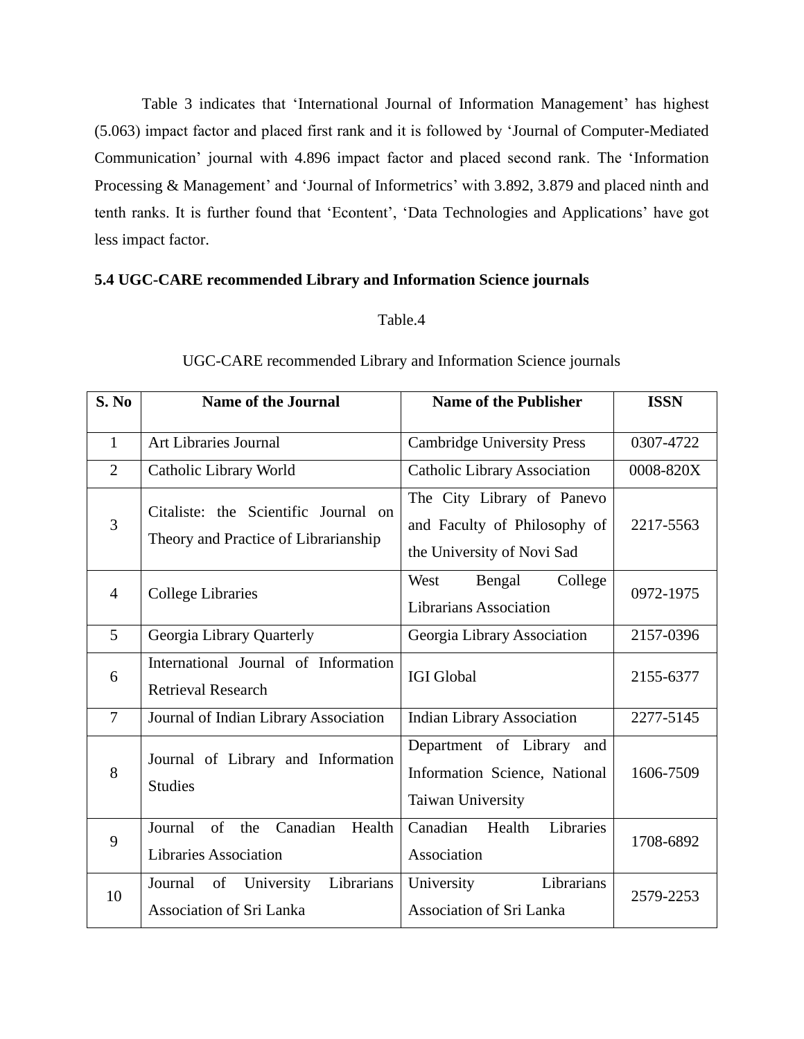Table 3 indicates that 'International Journal of Information Management' has highest (5.063) impact factor and placed first rank and it is followed by 'Journal of Computer-Mediated Communication' journal with 4.896 impact factor and placed second rank. The 'Information Processing & Management' and 'Journal of Informetrics' with 3.892, 3.879 and placed ninth and tenth ranks. It is further found that 'Econtent', 'Data Technologies and Applications' have got less impact factor.

### 5.4 UGC-CARE recommended Library and Information Science journals

Table.4

UGC-CARE recommended Library and Information Science journals

| S. No | Name of the Journal | Name of the Publisher | ISSN |
|---|---|---|---|
| 1 | Art Libraries Journal | Cambridge University Press | 0307-4722 |
| 2 | Catholic Library World | Catholic Library Association | 0008-820X |
| 3 | Citaliste: the Scientific Journal on Theory and Practice of Librarianship | The City Library of Panevo and Faculty of Philosophy of the University of Novi Sad | 2217-5563 |
| 4 | College Libraries | West Bengal College Librarians Association | 0972-1975 |
| 5 | Georgia Library Quarterly | Georgia Library Association | 2157-0396 |
| 6 | International Journal of Information Retrieval Research | IGI Global | 2155-6377 |
| 7 | Journal of Indian Library Association | Indian Library Association | 2277-5145 |
| 8 | Journal of Library and Information Studies | Department of Library and Information Science, National Taiwan University | 1606-7509 |
| 9 | Journal of the Canadian Health Libraries Association | Canadian Health Libraries Association | 1708-6892 |
| 10 | Journal of University Librarians Association of Sri Lanka | University Librarians Association of Sri Lanka | 2579-2253 |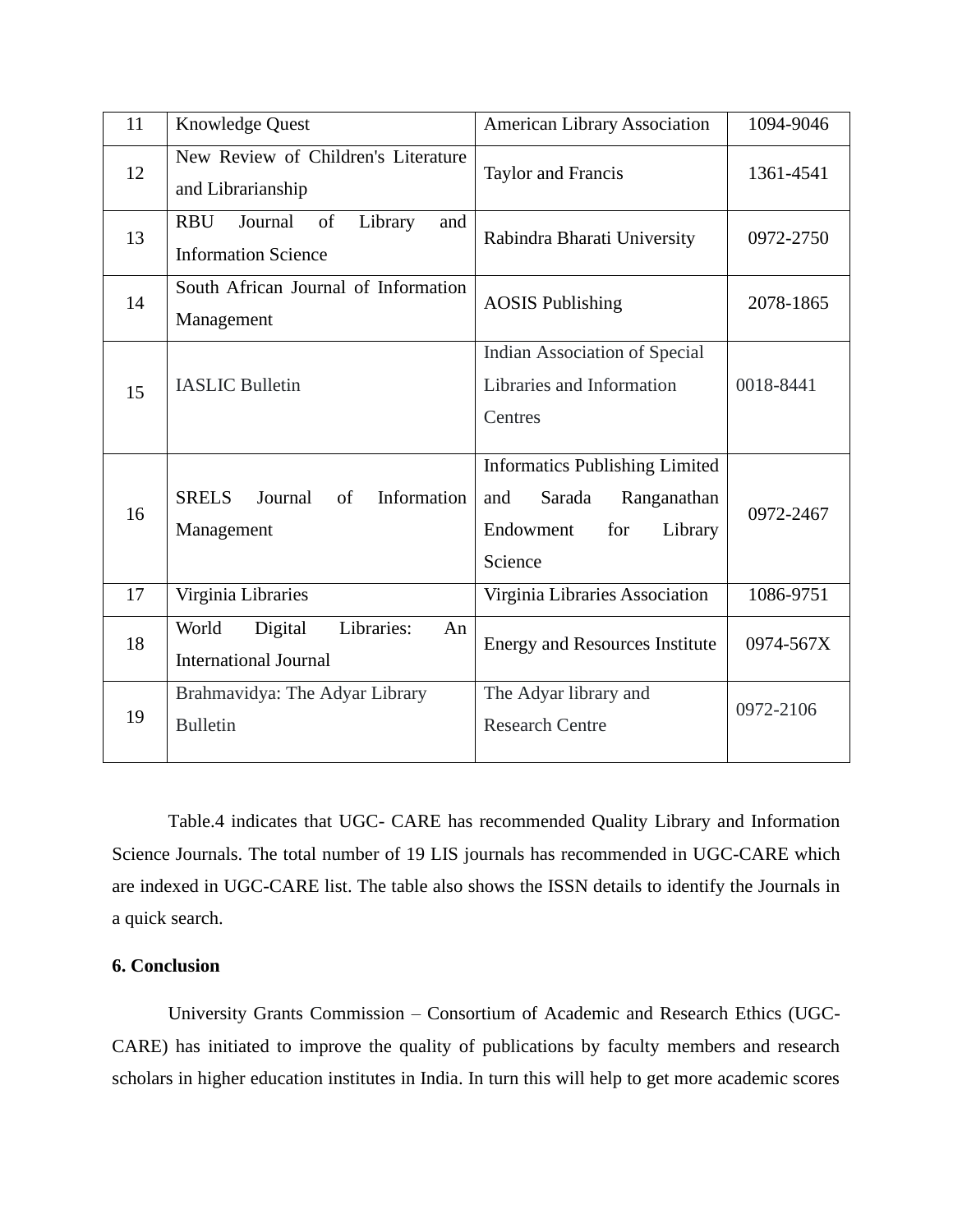| 11 | Knowledge Quest | American Library Association | 1094-9046 |
|---|---|---|---|
| 12 | New Review of Children's Literature and Librarianship | Taylor and Francis | 1361-4541 |
| 13 | RBU Journal of Library and Information Science | Rabindra Bharati University | 0972-2750 |
| 14 | South African Journal of Information Management | AOSIS Publishing | 2078-1865 |
| 15 | IASLIC Bulletin | Indian Association of Special Libraries and Information Centres | 0018-8441 |
| 16 | SRELS Journal of Information Management | Informatics Publishing Limited and Sarada Ranganathan Endowment for Library Science | 0972-2467 |
| 17 | Virginia Libraries | Virginia Libraries Association | 1086-9751 |
| 18 | World Digital Libraries: An International Journal | Energy and Resources Institute | 0974-567X |
| 19 | Brahmavidya: The Adyar Library Bulletin | The Adyar library and Research Centre | 0972-2106 |

Table.4 indicates that UGC- CARE has recommended Quality Library and Information Science Journals. The total number of 19 LIS journals has recommended in UGC-CARE which are indexed in UGC-CARE list. The table also shows the ISSN details to identify the Journals in a quick search.

## 6. Conclusion

University Grants Commission – Consortium of Academic and Research Ethics (UGC-CARE) has initiated to improve the quality of publications by faculty members and research scholars in higher education institutes in India. In turn this will help to get more academic scores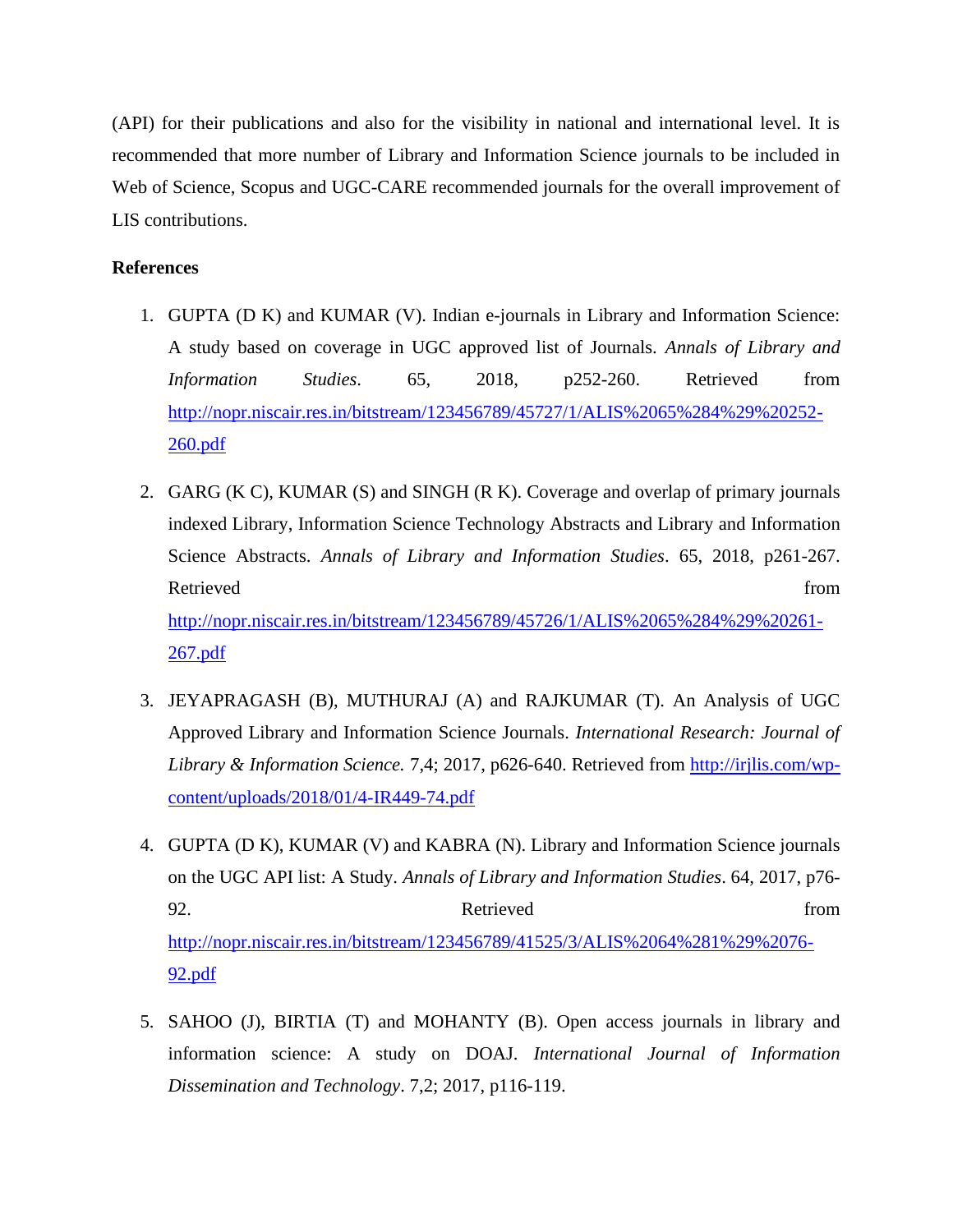(API) for their publications and also for the visibility in national and international level. It is recommended that more number of Library and Information Science journals to be included in Web of Science, Scopus and UGC-CARE recommended journals for the overall improvement of LIS contributions.

**References**

1. GUPTA (D K) and KUMAR (V). Indian e-journals in Library and Information Science: A study based on coverage in UGC approved list of Journals. *Annals of Library and Information Studies*. 65, 2018, p252-260. Retrieved from http://nopr.niscair.res.in/bitstream/123456789/45727/1/ALIS%2065%284%29%20252-260.pdf

2. GARG (K C), KUMAR (S) and SINGH (R K). Coverage and overlap of primary journals indexed Library, Information Science Technology Abstracts and Library and Information Science Abstracts. *Annals of Library and Information Studies*. 65, 2018, p261-267. Retrieved from http://nopr.niscair.res.in/bitstream/123456789/45726/1/ALIS%2065%284%29%20261-267.pdf

3. JEYAPRAGASH (B), MUTHURAJ (A) and RAJKUMAR (T). An Analysis of UGC Approved Library and Information Science Journals. *International Research: Journal of Library & Information Science.* 7,4; 2017, p626-640. Retrieved from http://irjlis.com/wp-content/uploads/2018/01/4-IR449-74.pdf

4. GUPTA (D K), KUMAR (V) and KABRA (N). Library and Information Science journals on the UGC API list: A Study. *Annals of Library and Information Studies*. 64, 2017, p76-92. Retrieved from http://nopr.niscair.res.in/bitstream/123456789/41525/3/ALIS%2064%281%29%2076-92.pdf

5. SAHOO (J), BIRTIA (T) and MOHANTY (B). Open access journals in library and information science: A study on DOAJ. *International Journal of Information Dissemination and Technology*. 7,2; 2017, p116-119.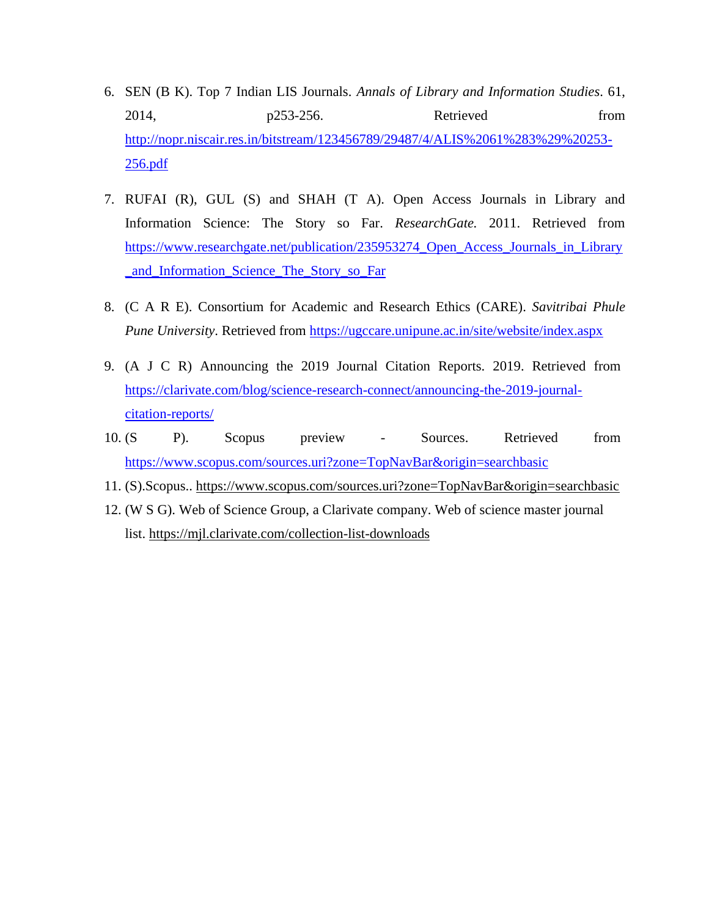6. SEN (B K). Top 7 Indian LIS Journals. *Annals of Library and Information Studies*. 61, 2014, p253-256. Retrieved from http://nopr.niscair.res.in/bitstream/123456789/29487/4/ALIS%2061%283%29%20253-256.pdf

7. RUFAI (R), GUL (S) and SHAH (T A). Open Access Journals in Library and Information Science: The Story so Far. *ResearchGate.* 2011. Retrieved from https://www.researchgate.net/publication/235953274_Open_Access_Journals_in_Library_and_Information_Science_The_Story_so_Far

8. (C A R E). Consortium for Academic and Research Ethics (CARE). *Savitribai Phule Pune University*. Retrieved from https://ugccare.unipune.ac.in/site/website/index.aspx

9. (A J C R) Announcing the 2019 Journal Citation Reports. 2019. Retrieved from https://clarivate.com/blog/science-research-connect/announcing-the-2019-journal-citation-reports/

10. (S P). Scopus preview - Sources. Retrieved from https://www.scopus.com/sources.uri?zone=TopNavBar&origin=searchbasic

11. (S).Scopus.. https://www.scopus.com/sources.uri?zone=TopNavBar&origin=searchbasic

12. (W S G). Web of Science Group, a Clarivate company. Web of science master journal list. https://mjl.clarivate.com/collection-list-downloads